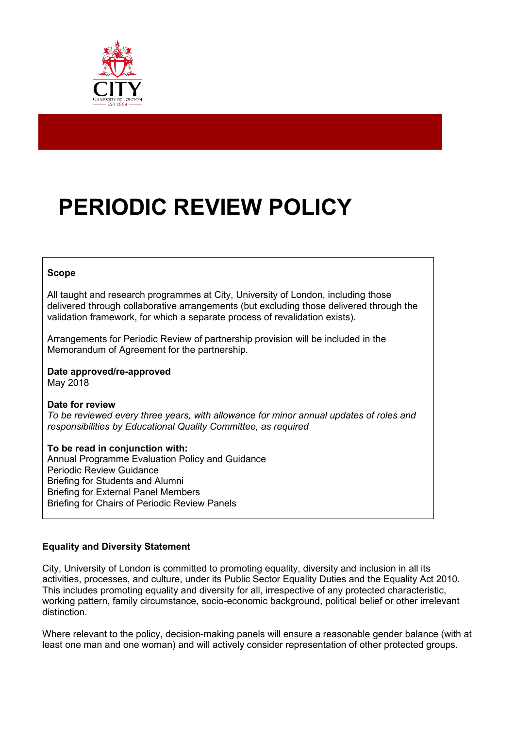# PERIODIC REVIEW POLICY

**Scope**

All taught and research programmes at City, University of London, including those delivered through collaborative arrangements (but excluding those delivered through the validation framework, for which a separate process of revalidation exists).

Arrangements for Periodic Review of partnership provision will be included in the Memorandum of Agreement for the partnership.

**Date approved/re-approved**
May 2018

**Date for review**
*To be reviewed every three years, with allowance for minor annual updates of roles and responsibilities by Educational Quality Committee, as required*

**To be read in conjunction with:**
Annual Programme Evaluation Policy and Guidance
Periodic Review Guidance
Briefing for Students and Alumni
Briefing for External Panel Members
Briefing for Chairs of Periodic Review Panels

**Equality and Diversity Statement**

City, University of London is committed to promoting equality, diversity and inclusion in all its activities, processes, and culture, under its Public Sector Equality Duties and the Equality Act 2010. This includes promoting equality and diversity for all, irrespective of any protected characteristic, working pattern, family circumstance, socio-economic background, political belief or other irrelevant distinction.

Where relevant to the policy, decision-making panels will ensure a reasonable gender balance (with at least one man and one woman) and will actively consider representation of other protected groups.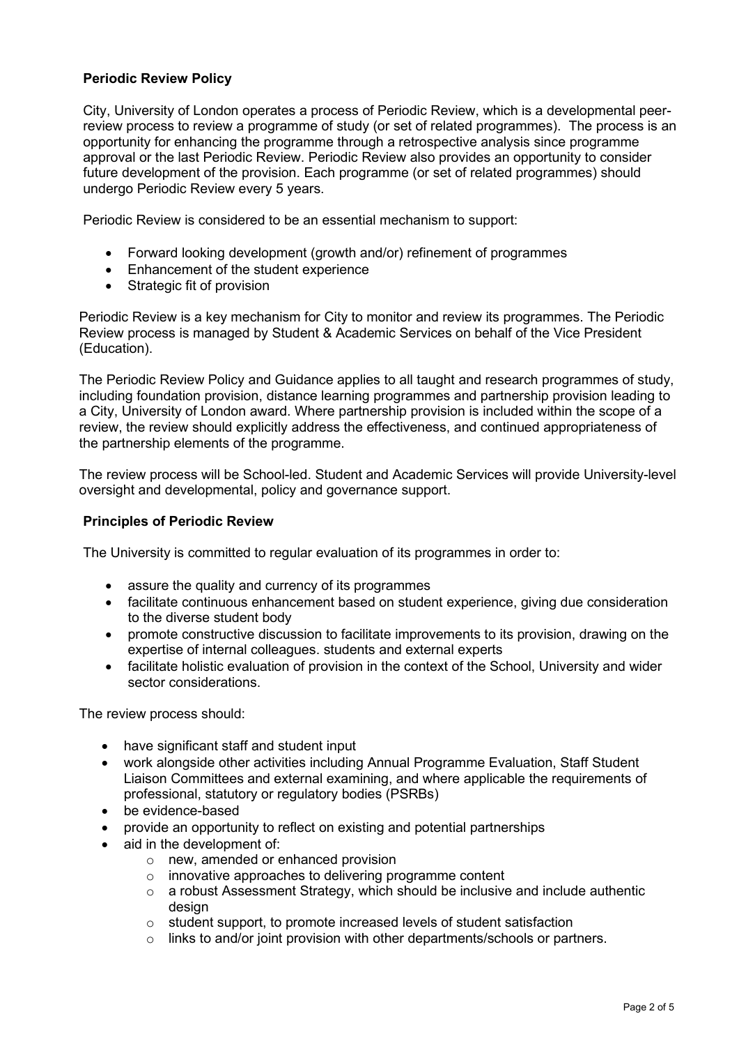## Periodic Review Policy

City, University of London operates a process of Periodic Review, which is a developmental peer-review process to review a programme of study (or set of related programmes). The process is an opportunity for enhancing the programme through a retrospective analysis since programme approval or the last Periodic Review. Periodic Review also provides an opportunity to consider future development of the provision. Each programme (or set of related programmes) should undergo Periodic Review every 5 years.

Periodic Review is considered to be an essential mechanism to support:

- Forward looking development (growth and/or) refinement of programmes
- Enhancement of the student experience
- Strategic fit of provision

Periodic Review is a key mechanism for City to monitor and review its programmes. The Periodic Review process is managed by Student & Academic Services on behalf of the Vice President (Education).

The Periodic Review Policy and Guidance applies to all taught and research programmes of study, including foundation provision, distance learning programmes and partnership provision leading to a City, University of London award. Where partnership provision is included within the scope of a review, the review should explicitly address the effectiveness, and continued appropriateness of the partnership elements of the programme.

The review process will be School-led. Student and Academic Services will provide University-level oversight and developmental, policy and governance support.

## Principles of Periodic Review

The University is committed to regular evaluation of its programmes in order to:

- assure the quality and currency of its programmes
- facilitate continuous enhancement based on student experience, giving due consideration to the diverse student body
- promote constructive discussion to facilitate improvements to its provision, drawing on the expertise of internal colleagues. students and external experts
- facilitate holistic evaluation of provision in the context of the School, University and wider sector considerations.

The review process should:

- have significant staff and student input
- work alongside other activities including Annual Programme Evaluation, Staff Student Liaison Committees and external examining, and where applicable the requirements of professional, statutory or regulatory bodies (PSRBs)
- be evidence-based
- provide an opportunity to reflect on existing and potential partnerships
- aid in the development of:
  - new, amended or enhanced provision
  - innovative approaches to delivering programme content
  - a robust Assessment Strategy, which should be inclusive and include authentic design
  - student support, to promote increased levels of student satisfaction
  - links to and/or joint provision with other departments/schools or partners.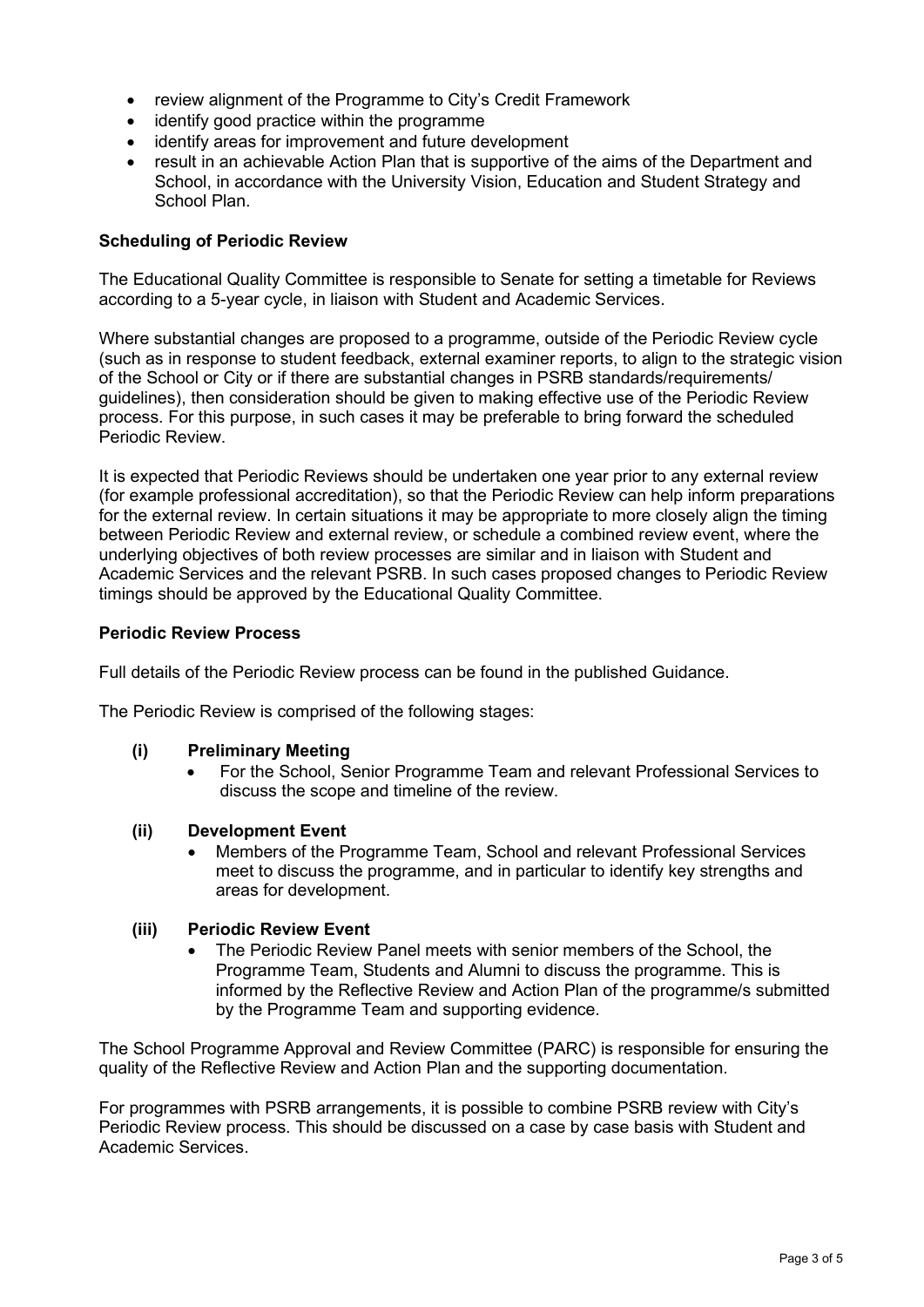- review alignment of the Programme to City's Credit Framework
- identify good practice within the programme
- identify areas for improvement and future development
- result in an achievable Action Plan that is supportive of the aims of the Department and School, in accordance with the University Vision, Education and Student Strategy and School Plan.

**Scheduling of Periodic Review**

The Educational Quality Committee is responsible to Senate for setting a timetable for Reviews according to a 5-year cycle, in liaison with Student and Academic Services.

Where substantial changes are proposed to a programme, outside of the Periodic Review cycle (such as in response to student feedback, external examiner reports, to align to the strategic vision of the School or City or if there are substantial changes in PSRB standards/requirements/ guidelines), then consideration should be given to making effective use of the Periodic Review process. For this purpose, in such cases it may be preferable to bring forward the scheduled Periodic Review.

It is expected that Periodic Reviews should be undertaken one year prior to any external review (for example professional accreditation), so that the Periodic Review can help inform preparations for the external review. In certain situations it may be appropriate to more closely align the timing between Periodic Review and external review, or schedule a combined review event, where the underlying objectives of both review processes are similar and in liaison with Student and Academic Services and the relevant PSRB. In such cases proposed changes to Periodic Review timings should be approved by the Educational Quality Committee.

**Periodic Review Process**

Full details of the Periodic Review process can be found in the published Guidance.

The Periodic Review is comprised of the following stages:

**(i) Preliminary Meeting**

- For the School, Senior Programme Team and relevant Professional Services to discuss the scope and timeline of the review.

**(ii) Development Event**

- Members of the Programme Team, School and relevant Professional Services meet to discuss the programme, and in particular to identify key strengths and areas for development.

**(iii) Periodic Review Event**

- The Periodic Review Panel meets with senior members of the School, the Programme Team, Students and Alumni to discuss the programme. This is informed by the Reflective Review and Action Plan of the programme/s submitted by the Programme Team and supporting evidence.

The School Programme Approval and Review Committee (PARC) is responsible for ensuring the quality of the Reflective Review and Action Plan and the supporting documentation.

For programmes with PSRB arrangements, it is possible to combine PSRB review with City's Periodic Review process. This should be discussed on a case by case basis with Student and Academic Services.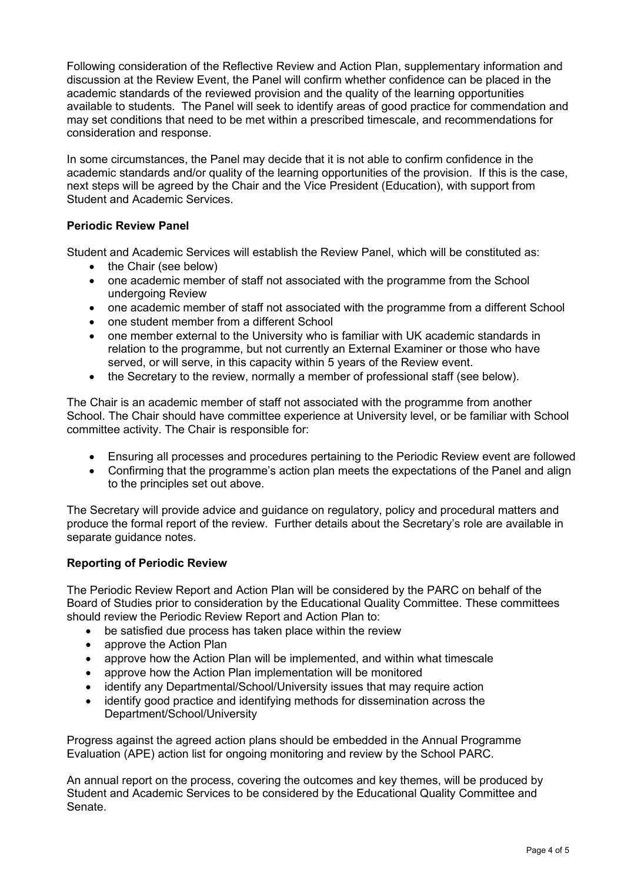Following consideration of the Reflective Review and Action Plan, supplementary information and discussion at the Review Event, the Panel will confirm whether confidence can be placed in the academic standards of the reviewed provision and the quality of the learning opportunities available to students. The Panel will seek to identify areas of good practice for commendation and may set conditions that need to be met within a prescribed timescale, and recommendations for consideration and response.

In some circumstances, the Panel may decide that it is not able to confirm confidence in the academic standards and/or quality of the learning opportunities of the provision. If this is the case, next steps will be agreed by the Chair and the Vice President (Education), with support from Student and Academic Services.

### Periodic Review Panel

Student and Academic Services will establish the Review Panel, which will be constituted as:

- the Chair (see below)
- one academic member of staff not associated with the programme from the School undergoing Review
- one academic member of staff not associated with the programme from a different School
- one student member from a different School
- one member external to the University who is familiar with UK academic standards in relation to the programme, but not currently an External Examiner or those who have served, or will serve, in this capacity within 5 years of the Review event.
- the Secretary to the review, normally a member of professional staff (see below).

The Chair is an academic member of staff not associated with the programme from another School. The Chair should have committee experience at University level, or be familiar with School committee activity. The Chair is responsible for:

- Ensuring all processes and procedures pertaining to the Periodic Review event are followed
- Confirming that the programme's action plan meets the expectations of the Panel and align to the principles set out above.

The Secretary will provide advice and guidance on regulatory, policy and procedural matters and produce the formal report of the review. Further details about the Secretary's role are available in separate guidance notes.

### Reporting of Periodic Review

The Periodic Review Report and Action Plan will be considered by the PARC on behalf of the Board of Studies prior to consideration by the Educational Quality Committee. These committees should review the Periodic Review Report and Action Plan to:

- be satisfied due process has taken place within the review
- approve the Action Plan
- approve how the Action Plan will be implemented, and within what timescale
- approve how the Action Plan implementation will be monitored
- identify any Departmental/School/University issues that may require action
- identify good practice and identifying methods for dissemination across the Department/School/University

Progress against the agreed action plans should be embedded in the Annual Programme Evaluation (APE) action list for ongoing monitoring and review by the School PARC.

An annual report on the process, covering the outcomes and key themes, will be produced by Student and Academic Services to be considered by the Educational Quality Committee and Senate.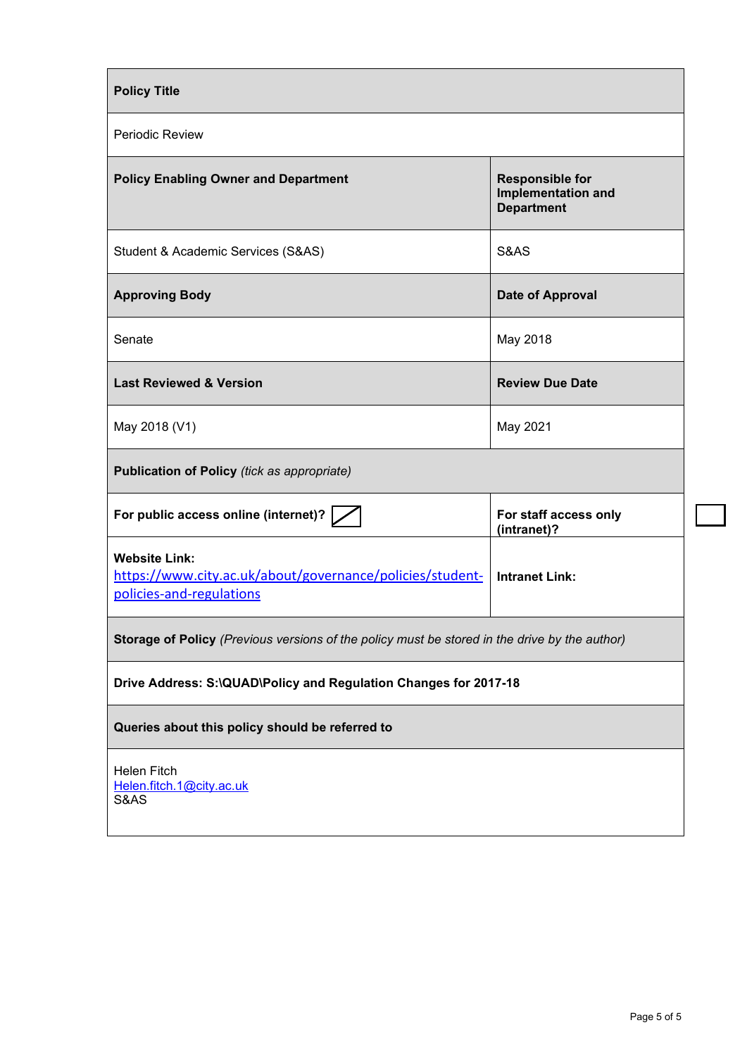| | |
|---|---|
| **Policy Title** | |
| Periodic Review | |
| **Policy Enabling Owner and Department** | **Responsible for Implementation and Department** |
| Student & Academic Services (S&AS) | S&AS |
| **Approving Body** | **Date of Approval** |
| Senate | May 2018 |
| **Last Reviewed & Version** | **Review Due Date** |
| May 2018 (V1) | May 2021 |
| **Publication of Policy** *(tick as appropriate)* | |
| **For public access online (internet)?** ☑ | **For staff access only (intranet)?** ☐ |
| **Website Link:** https://www.city.ac.uk/about/governance/policies/student-policies-and-regulations | **Intranet Link:** |
| **Storage of Policy** *(Previous versions of the policy must be stored in the drive by the author)* | |
| **Drive Address: S:\QUAD\Policy and Regulation Changes for 2017-18** | |
| **Queries about this policy should be referred to** | |
| Helen Fitch<br>Helen.fitch.1@city.ac.uk<br>S&AS | |